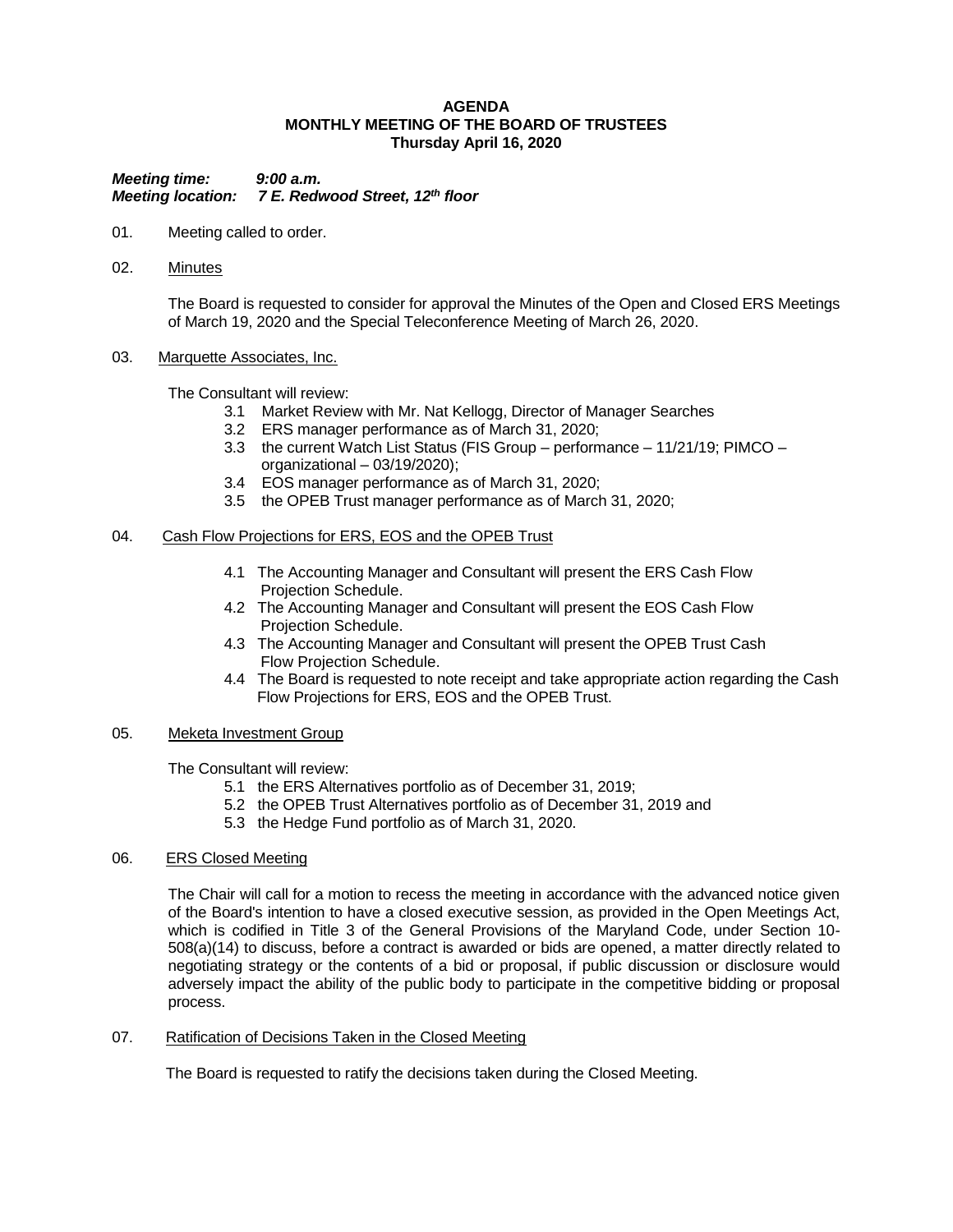**AGENDA**
**MONTHLY MEETING OF THE BOARD OF TRUSTEES**
**Thursday April 16, 2020**

***Meeting time:*** ***9:00 a.m.***
***Meeting location:*** ***7 E. Redwood Street, 12th floor***

01. Meeting called to order.

02. Minutes

The Board is requested to consider for approval the Minutes of the Open and Closed ERS Meetings of March 19, 2020 and the Special Teleconference Meeting of March 26, 2020.

03. Marquette Associates, Inc.

The Consultant will review:

- 3.1 Market Review with Mr. Nat Kellogg, Director of Manager Searches
- 3.2 ERS manager performance as of March 31, 2020;
- 3.3 the current Watch List Status (FIS Group – performance – 11/21/19; PIMCO – organizational – 03/19/2020);
- 3.4 EOS manager performance as of March 31, 2020;
- 3.5 the OPEB Trust manager performance as of March 31, 2020;

04. Cash Flow Projections for ERS, EOS and the OPEB Trust

- 4.1 The Accounting Manager and Consultant will present the ERS Cash Flow Projection Schedule.
- 4.2 The Accounting Manager and Consultant will present the EOS Cash Flow Projection Schedule.
- 4.3 The Accounting Manager and Consultant will present the OPEB Trust Cash Flow Projection Schedule.
- 4.4 The Board is requested to note receipt and take appropriate action regarding the Cash Flow Projections for ERS, EOS and the OPEB Trust.

05. Meketa Investment Group

The Consultant will review:

- 5.1 the ERS Alternatives portfolio as of December 31, 2019;
- 5.2 the OPEB Trust Alternatives portfolio as of December 31, 2019 and
- 5.3 the Hedge Fund portfolio as of March 31, 2020.

06. ERS Closed Meeting

The Chair will call for a motion to recess the meeting in accordance with the advanced notice given of the Board's intention to have a closed executive session, as provided in the Open Meetings Act, which is codified in Title 3 of the General Provisions of the Maryland Code, under Section 10-508(a)(14) to discuss, before a contract is awarded or bids are opened, a matter directly related to negotiating strategy or the contents of a bid or proposal, if public discussion or disclosure would adversely impact the ability of the public body to participate in the competitive bidding or proposal process.

07. Ratification of Decisions Taken in the Closed Meeting

The Board is requested to ratify the decisions taken during the Closed Meeting.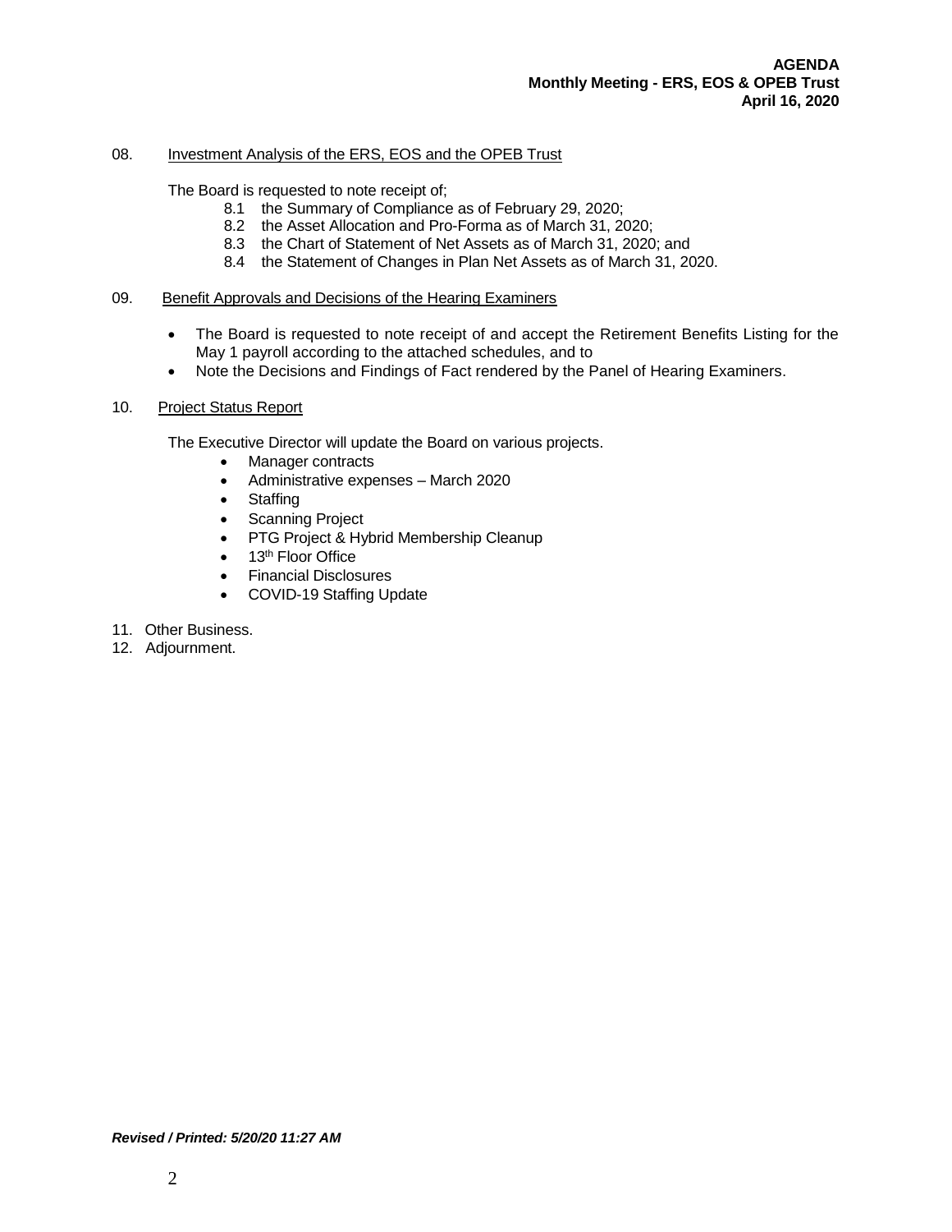08. Investment Analysis of the ERS, EOS and the OPEB Trust

The Board is requested to note receipt of;

- 8.1 the Summary of Compliance as of February 29, 2020;
- 8.2 the Asset Allocation and Pro-Forma as of March 31, 2020;
- 8.3 the Chart of Statement of Net Assets as of March 31, 2020; and
- 8.4 the Statement of Changes in Plan Net Assets as of March 31, 2020.

09. Benefit Approvals and Decisions of the Hearing Examiners

- The Board is requested to note receipt of and accept the Retirement Benefits Listing for the May 1 payroll according to the attached schedules, and to
- Note the Decisions and Findings of Fact rendered by the Panel of Hearing Examiners.

10. Project Status Report

The Executive Director will update the Board on various projects.

- Manager contracts
- Administrative expenses – March 2020
- Staffing
- Scanning Project
- PTG Project & Hybrid Membership Cleanup
- 13th Floor Office
- Financial Disclosures
- COVID-19 Staffing Update

11. Other Business.

12. Adjournment.

***Revised / Printed: 5/20/20 11:27 AM***